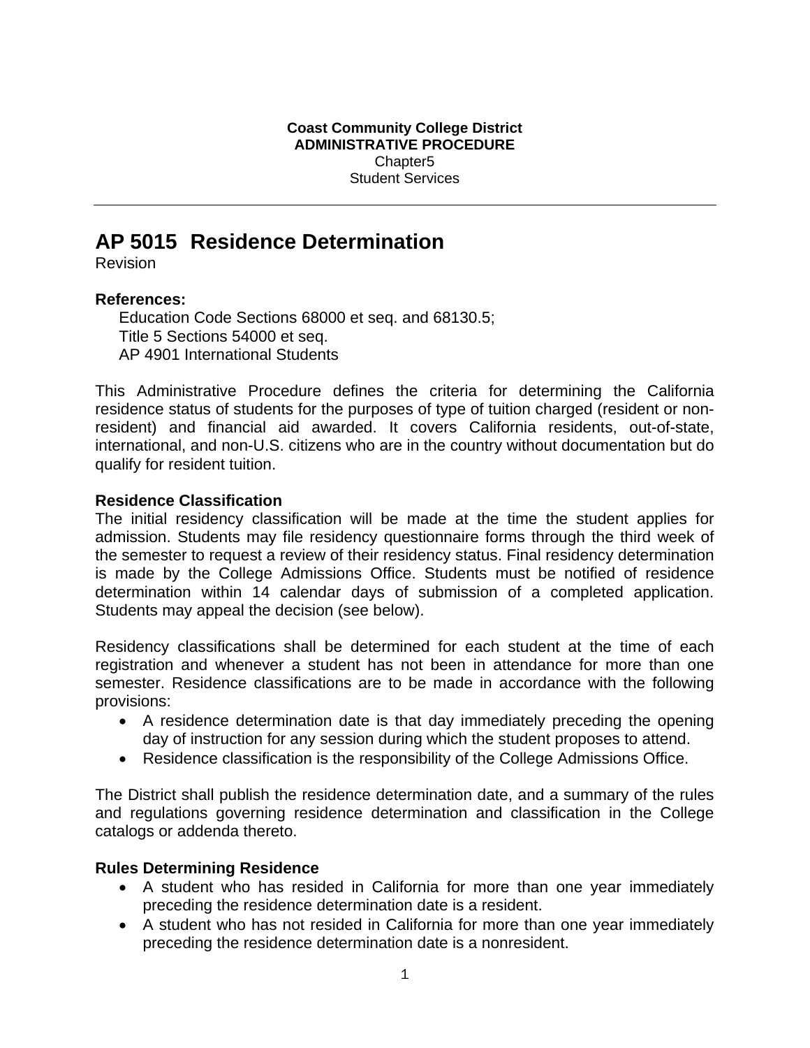**Coast Community College District**
**ADMINISTRATIVE PROCEDURE**
Chapter5
Student Services

---

# AP 5015 Residence Determination

Revision

**References:**

Education Code Sections 68000 et seq. and 68130.5;
Title 5 Sections 54000 et seq.
AP 4901 International Students

This Administrative Procedure defines the criteria for determining the California residence status of students for the purposes of type of tuition charged (resident or non-resident) and financial aid awarded. It covers California residents, out-of-state, international, and non-U.S. citizens who are in the country without documentation but do qualify for resident tuition.

**Residence Classification**

The initial residency classification will be made at the time the student applies for admission. Students may file residency questionnaire forms through the third week of the semester to request a review of their residency status. Final residency determination is made by the College Admissions Office. Students must be notified of residence determination within 14 calendar days of submission of a completed application. Students may appeal the decision (see below).

Residency classifications shall be determined for each student at the time of each registration and whenever a student has not been in attendance for more than one semester. Residence classifications are to be made in accordance with the following provisions:

- A residence determination date is that day immediately preceding the opening day of instruction for any session during which the student proposes to attend.
- Residence classification is the responsibility of the College Admissions Office.

The District shall publish the residence determination date, and a summary of the rules and regulations governing residence determination and classification in the College catalogs or addenda thereto.

**Rules Determining Residence**

- A student who has resided in California for more than one year immediately preceding the residence determination date is a resident.
- A student who has not resided in California for more than one year immediately preceding the residence determination date is a nonresident.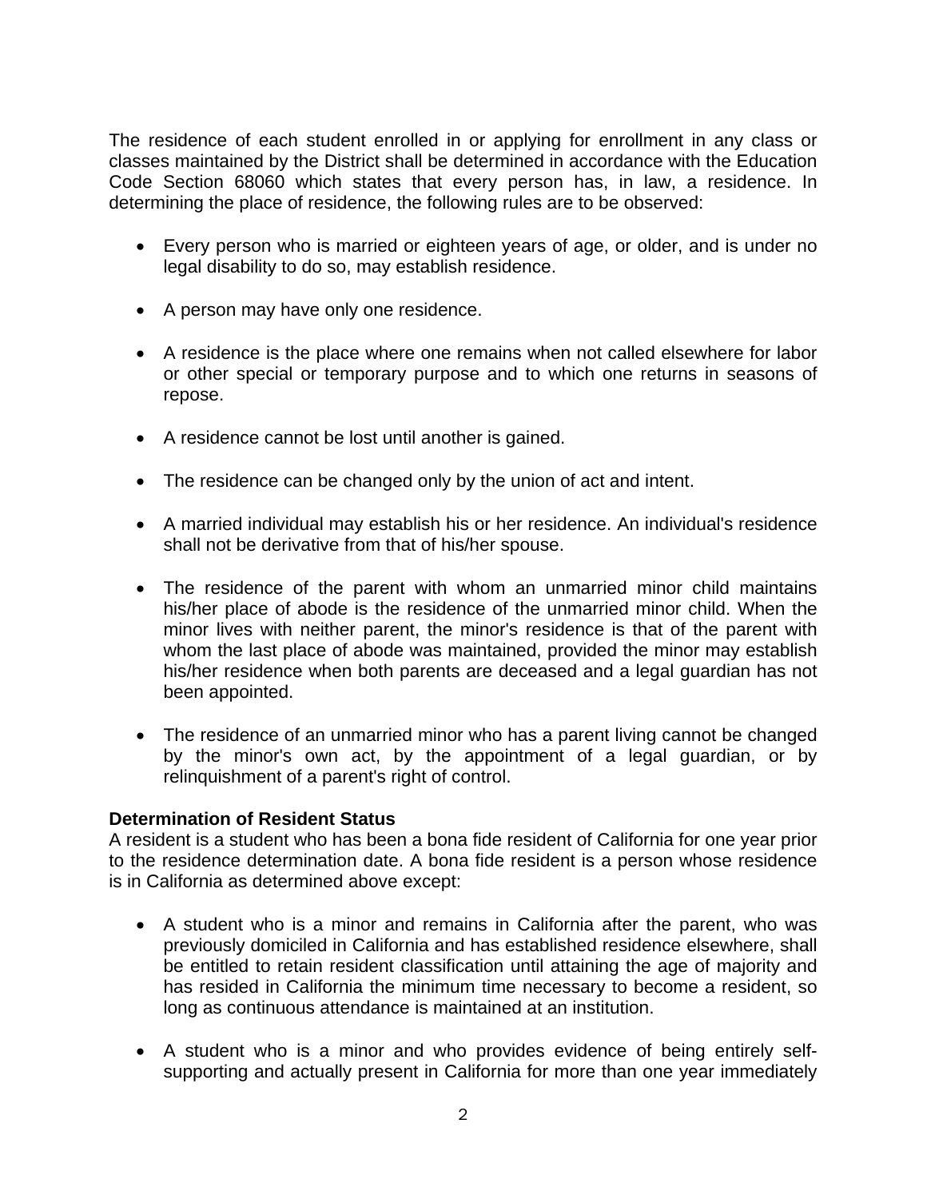The residence of each student enrolled in or applying for enrollment in any class or classes maintained by the District shall be determined in accordance with the Education Code Section 68060 which states that every person has, in law, a residence. In determining the place of residence, the following rules are to be observed:

- Every person who is married or eighteen years of age, or older, and is under no legal disability to do so, may establish residence.
- A person may have only one residence.
- A residence is the place where one remains when not called elsewhere for labor or other special or temporary purpose and to which one returns in seasons of repose.
- A residence cannot be lost until another is gained.
- The residence can be changed only by the union of act and intent.
- A married individual may establish his or her residence. An individual's residence shall not be derivative from that of his/her spouse.
- The residence of the parent with whom an unmarried minor child maintains his/her place of abode is the residence of the unmarried minor child. When the minor lives with neither parent, the minor's residence is that of the parent with whom the last place of abode was maintained, provided the minor may establish his/her residence when both parents are deceased and a legal guardian has not been appointed.
- The residence of an unmarried minor who has a parent living cannot be changed by the minor's own act, by the appointment of a legal guardian, or by relinquishment of a parent's right of control.

**Determination of Resident Status**

A resident is a student who has been a bona fide resident of California for one year prior to the residence determination date. A bona fide resident is a person whose residence is in California as determined above except:

- A student who is a minor and remains in California after the parent, who was previously domiciled in California and has established residence elsewhere, shall be entitled to retain resident classification until attaining the age of majority and has resided in California the minimum time necessary to become a resident, so long as continuous attendance is maintained at an institution.
- A student who is a minor and who provides evidence of being entirely self-supporting and actually present in California for more than one year immediately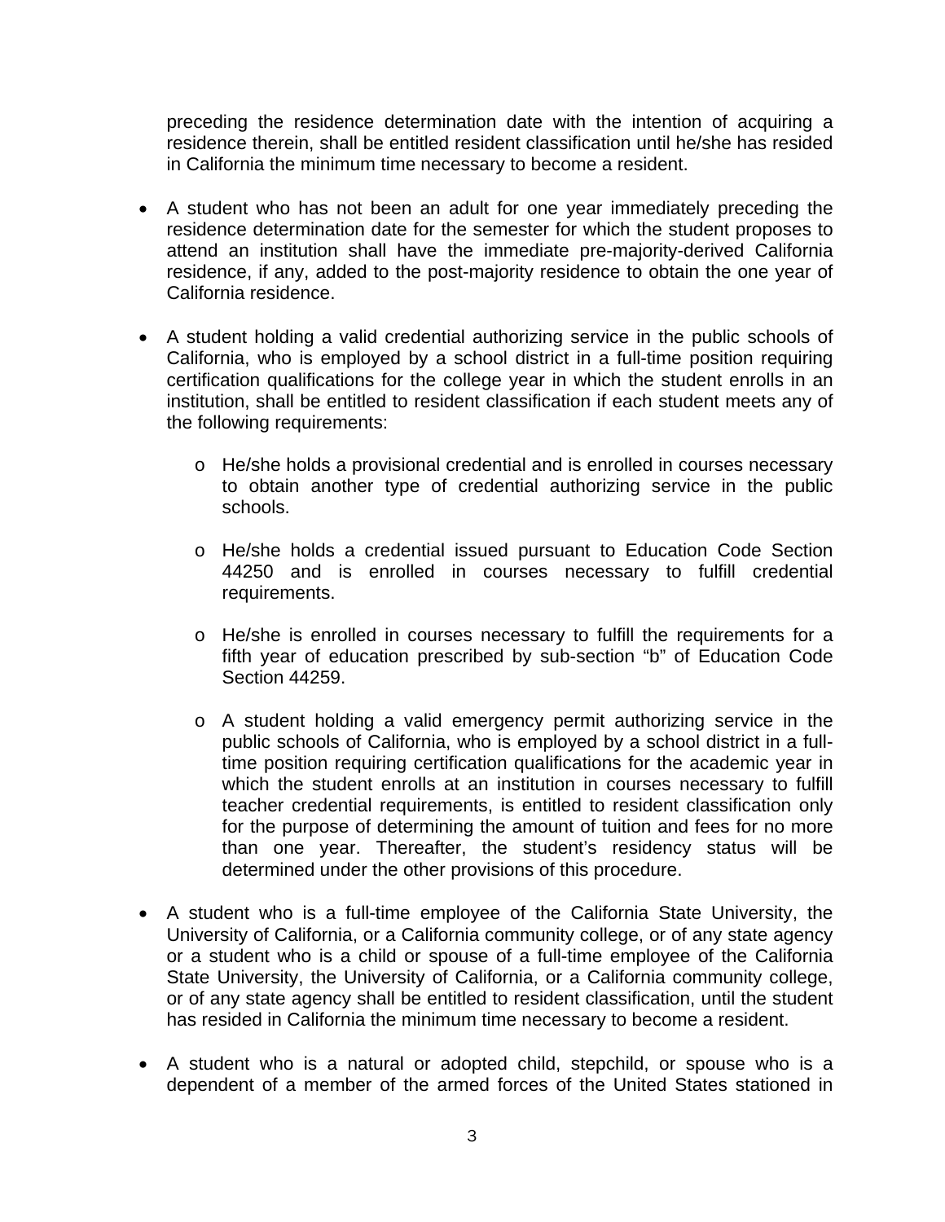preceding the residence determination date with the intention of acquiring a residence therein, shall be entitled resident classification until he/she has resided in California the minimum time necessary to become a resident.

- A student who has not been an adult for one year immediately preceding the residence determination date for the semester for which the student proposes to attend an institution shall have the immediate pre-majority-derived California residence, if any, added to the post-majority residence to obtain the one year of California residence.

- A student holding a valid credential authorizing service in the public schools of California, who is employed by a school district in a full-time position requiring certification qualifications for the college year in which the student enrolls in an institution, shall be entitled to resident classification if each student meets any of the following requirements:

    - He/she holds a provisional credential and is enrolled in courses necessary to obtain another type of credential authorizing service in the public schools.

    - He/she holds a credential issued pursuant to Education Code Section 44250 and is enrolled in courses necessary to fulfill credential requirements.

    - He/she is enrolled in courses necessary to fulfill the requirements for a fifth year of education prescribed by sub-section "b" of Education Code Section 44259.

    - A student holding a valid emergency permit authorizing service in the public schools of California, who is employed by a school district in a full-time position requiring certification qualifications for the academic year in which the student enrolls at an institution in courses necessary to fulfill teacher credential requirements, is entitled to resident classification only for the purpose of determining the amount of tuition and fees for no more than one year. Thereafter, the student's residency status will be determined under the other provisions of this procedure.

- A student who is a full-time employee of the California State University, the University of California, or a California community college, or of any state agency or a student who is a child or spouse of a full-time employee of the California State University, the University of California, or a California community college, or of any state agency shall be entitled to resident classification, until the student has resided in California the minimum time necessary to become a resident.

- A student who is a natural or adopted child, stepchild, or spouse who is a dependent of a member of the armed forces of the United States stationed in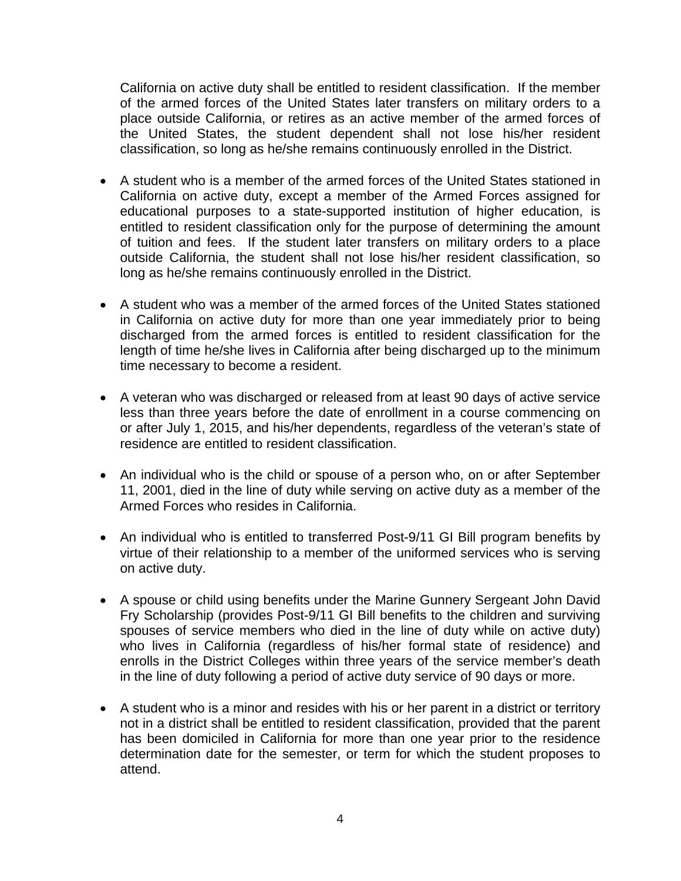California on active duty shall be entitled to resident classification. If the member of the armed forces of the United States later transfers on military orders to a place outside California, or retires as an active member of the armed forces of the United States, the student dependent shall not lose his/her resident classification, so long as he/she remains continuously enrolled in the District.

- A student who is a member of the armed forces of the United States stationed in California on active duty, except a member of the Armed Forces assigned for educational purposes to a state-supported institution of higher education, is entitled to resident classification only for the purpose of determining the amount of tuition and fees. If the student later transfers on military orders to a place outside California, the student shall not lose his/her resident classification, so long as he/she remains continuously enrolled in the District.

- A student who was a member of the armed forces of the United States stationed in California on active duty for more than one year immediately prior to being discharged from the armed forces is entitled to resident classification for the length of time he/she lives in California after being discharged up to the minimum time necessary to become a resident.

- A veteran who was discharged or released from at least 90 days of active service less than three years before the date of enrollment in a course commencing on or after July 1, 2015, and his/her dependents, regardless of the veteran's state of residence are entitled to resident classification.

- An individual who is the child or spouse of a person who, on or after September 11, 2001, died in the line of duty while serving on active duty as a member of the Armed Forces who resides in California.

- An individual who is entitled to transferred Post-9/11 GI Bill program benefits by virtue of their relationship to a member of the uniformed services who is serving on active duty.

- A spouse or child using benefits under the Marine Gunnery Sergeant John David Fry Scholarship (provides Post-9/11 GI Bill benefits to the children and surviving spouses of service members who died in the line of duty while on active duty) who lives in California (regardless of his/her formal state of residence) and enrolls in the District Colleges within three years of the service member's death in the line of duty following a period of active duty service of 90 days or more.

- A student who is a minor and resides with his or her parent in a district or territory not in a district shall be entitled to resident classification, provided that the parent has been domiciled in California for more than one year prior to the residence determination date for the semester, or term for which the student proposes to attend.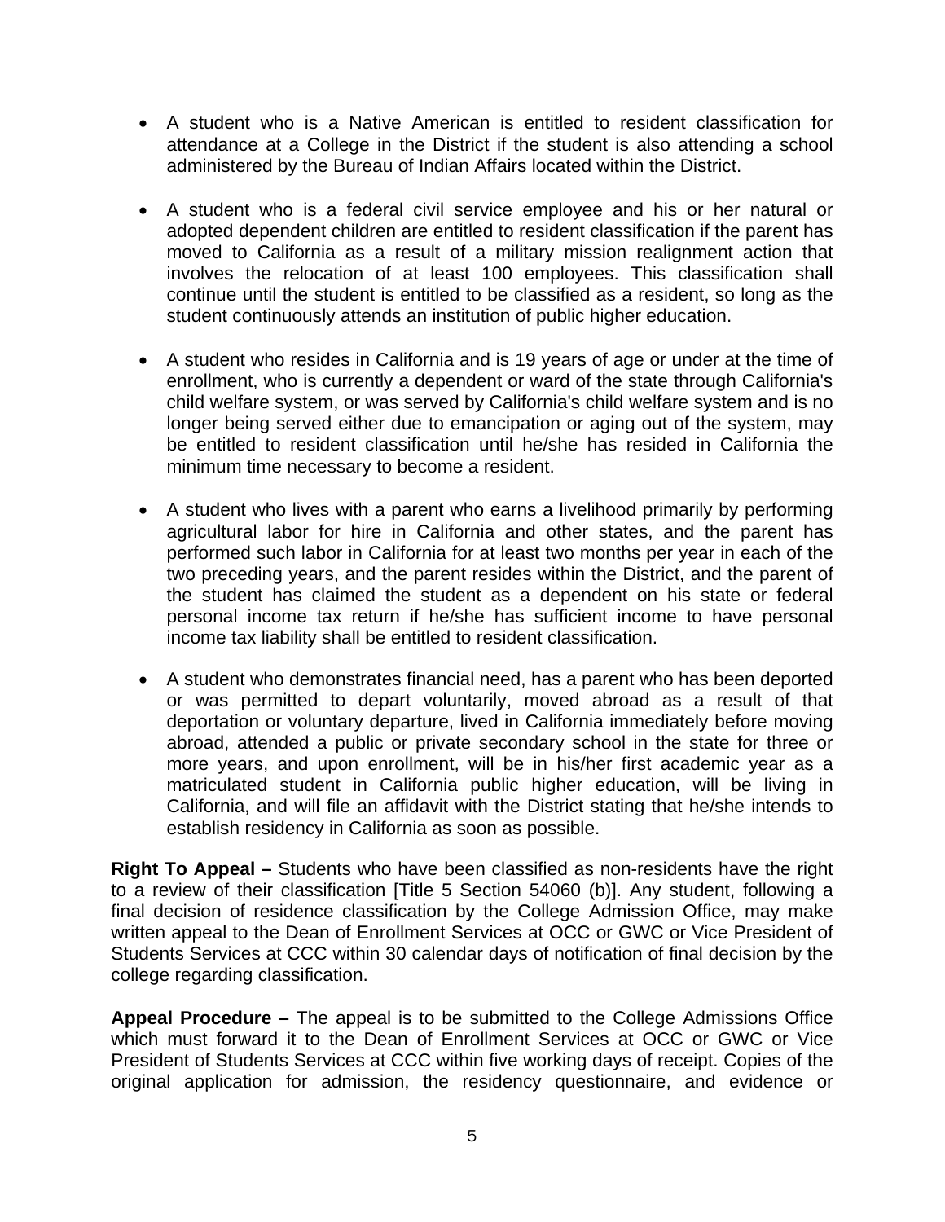- A student who is a Native American is entitled to resident classification for attendance at a College in the District if the student is also attending a school administered by the Bureau of Indian Affairs located within the District.

- A student who is a federal civil service employee and his or her natural or adopted dependent children are entitled to resident classification if the parent has moved to California as a result of a military mission realignment action that involves the relocation of at least 100 employees. This classification shall continue until the student is entitled to be classified as a resident, so long as the student continuously attends an institution of public higher education.

- A student who resides in California and is 19 years of age or under at the time of enrollment, who is currently a dependent or ward of the state through California's child welfare system, or was served by California's child welfare system and is no longer being served either due to emancipation or aging out of the system, may be entitled to resident classification until he/she has resided in California the minimum time necessary to become a resident.

- A student who lives with a parent who earns a livelihood primarily by performing agricultural labor for hire in California and other states, and the parent has performed such labor in California for at least two months per year in each of the two preceding years, and the parent resides within the District, and the parent of the student has claimed the student as a dependent on his state or federal personal income tax return if he/she has sufficient income to have personal income tax liability shall be entitled to resident classification.

- A student who demonstrates financial need, has a parent who has been deported or was permitted to depart voluntarily, moved abroad as a result of that deportation or voluntary departure, lived in California immediately before moving abroad, attended a public or private secondary school in the state for three or more years, and upon enrollment, will be in his/her first academic year as a matriculated student in California public higher education, will be living in California, and will file an affidavit with the District stating that he/she intends to establish residency in California as soon as possible.

**Right To Appeal –** Students who have been classified as non-residents have the right to a review of their classification [Title 5 Section 54060 (b)]. Any student, following a final decision of residence classification by the College Admission Office, may make written appeal to the Dean of Enrollment Services at OCC or GWC or Vice President of Students Services at CCC within 30 calendar days of notification of final decision by the college regarding classification.

**Appeal Procedure –** The appeal is to be submitted to the College Admissions Office which must forward it to the Dean of Enrollment Services at OCC or GWC or Vice President of Students Services at CCC within five working days of receipt. Copies of the original application for admission, the residency questionnaire, and evidence or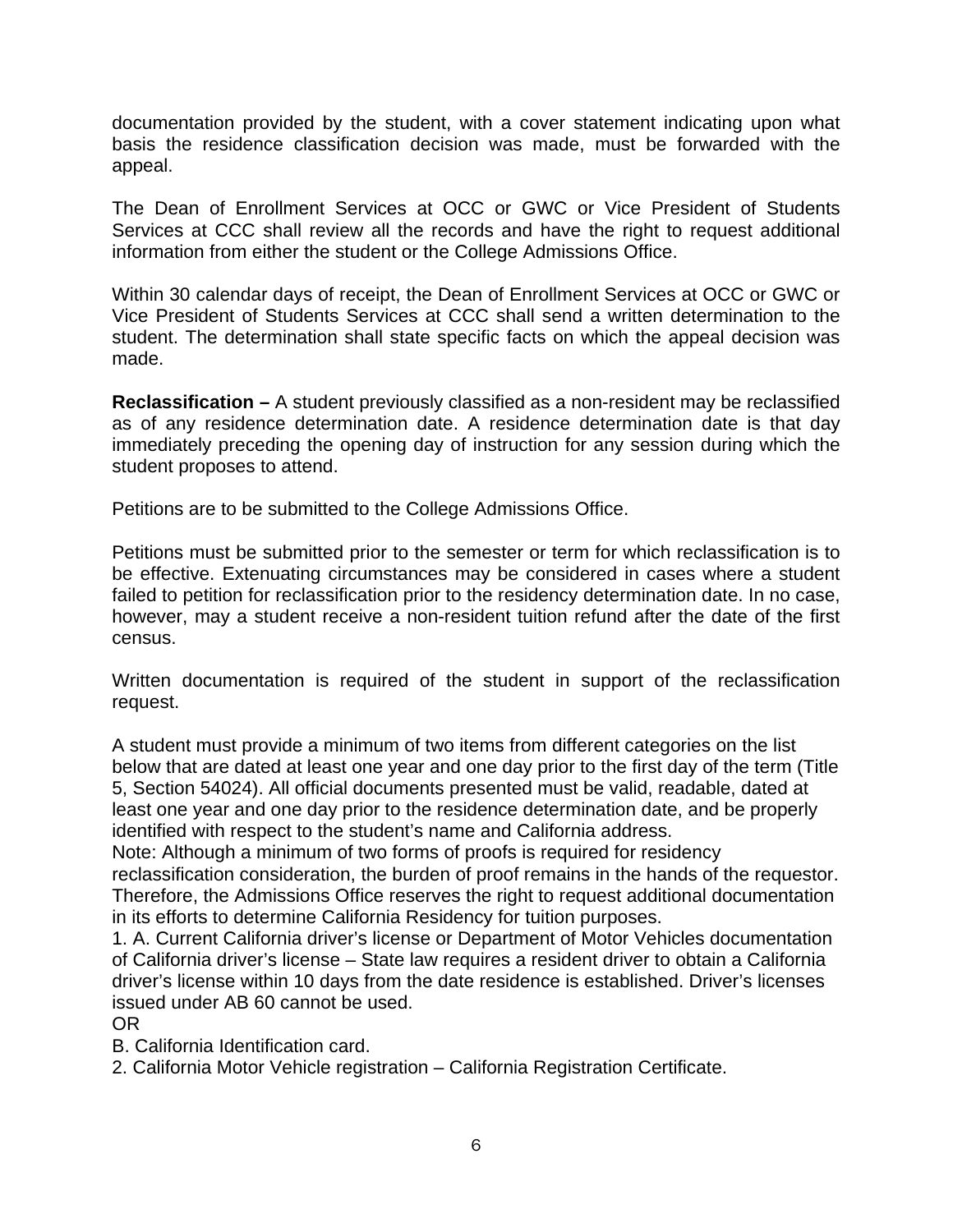documentation provided by the student, with a cover statement indicating upon what basis the residence classification decision was made, must be forwarded with the appeal.

The Dean of Enrollment Services at OCC or GWC or Vice President of Students Services at CCC shall review all the records and have the right to request additional information from either the student or the College Admissions Office.

Within 30 calendar days of receipt, the Dean of Enrollment Services at OCC or GWC or Vice President of Students Services at CCC shall send a written determination to the student. The determination shall state specific facts on which the appeal decision was made.

**Reclassification –** A student previously classified as a non-resident may be reclassified as of any residence determination date. A residence determination date is that day immediately preceding the opening day of instruction for any session during which the student proposes to attend.

Petitions are to be submitted to the College Admissions Office.

Petitions must be submitted prior to the semester or term for which reclassification is to be effective. Extenuating circumstances may be considered in cases where a student failed to petition for reclassification prior to the residency determination date. In no case, however, may a student receive a non-resident tuition refund after the date of the first census.

Written documentation is required of the student in support of the reclassification request.

A student must provide a minimum of two items from different categories on the list below that are dated at least one year and one day prior to the first day of the term (Title 5, Section 54024). All official documents presented must be valid, readable, dated at least one year and one day prior to the residence determination date, and be properly identified with respect to the student's name and California address.

Note: Although a minimum of two forms of proofs is required for residency reclassification consideration, the burden of proof remains in the hands of the requestor. Therefore, the Admissions Office reserves the right to request additional documentation in its efforts to determine California Residency for tuition purposes.

1. A. Current California driver's license or Department of Motor Vehicles documentation of California driver's license – State law requires a resident driver to obtain a California driver's license within 10 days from the date residence is established. Driver's licenses issued under AB 60 cannot be used.

OR

B. California Identification card.

2. California Motor Vehicle registration – California Registration Certificate.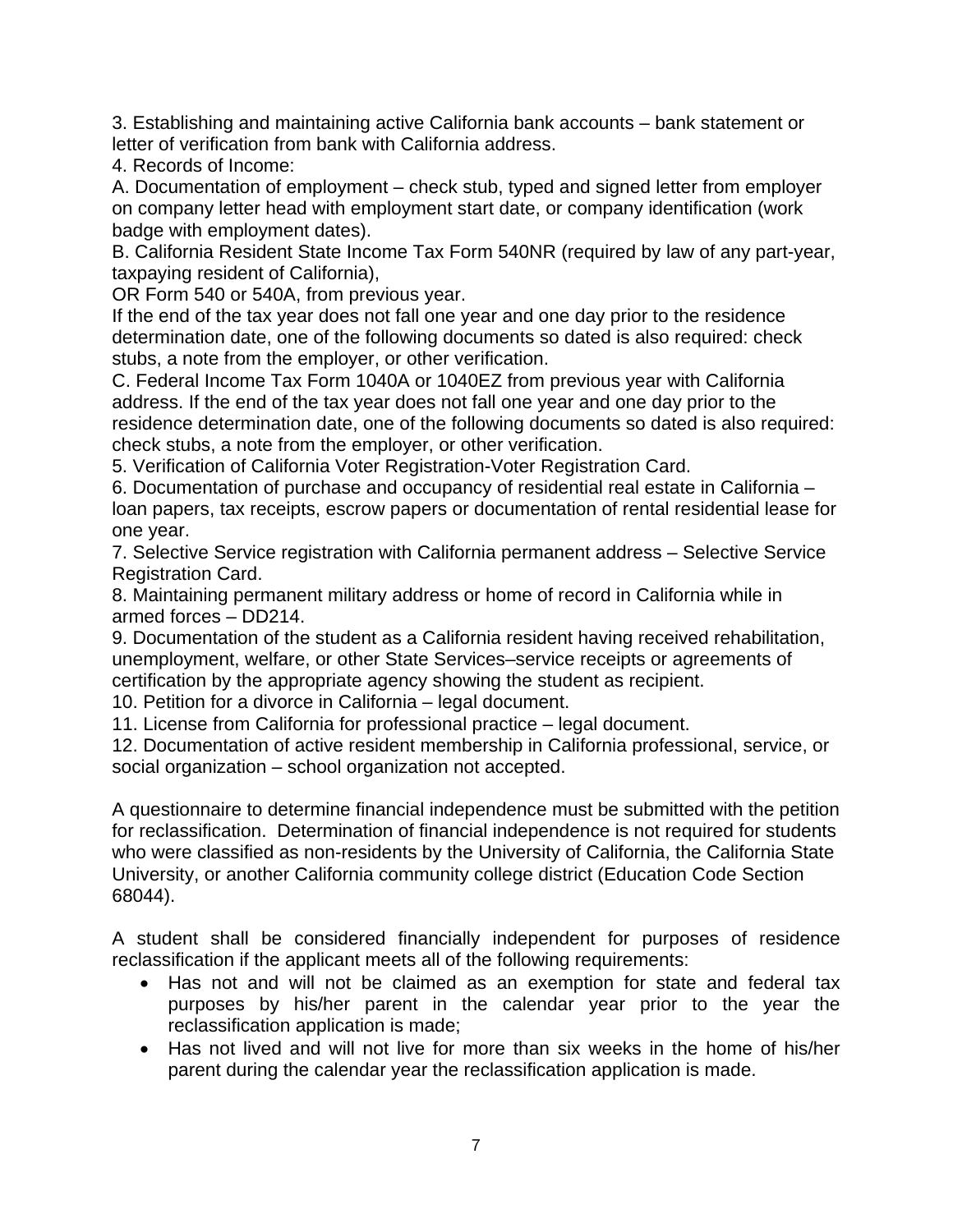3. Establishing and maintaining active California bank accounts – bank statement or letter of verification from bank with California address.

4. Records of Income:

A. Documentation of employment – check stub, typed and signed letter from employer on company letter head with employment start date, or company identification (work badge with employment dates).

B. California Resident State Income Tax Form 540NR (required by law of any part-year, taxpaying resident of California),

OR Form 540 or 540A, from previous year.

If the end of the tax year does not fall one year and one day prior to the residence determination date, one of the following documents so dated is also required: check stubs, a note from the employer, or other verification.

C. Federal Income Tax Form 1040A or 1040EZ from previous year with California address. If the end of the tax year does not fall one year and one day prior to the residence determination date, one of the following documents so dated is also required: check stubs, a note from the employer, or other verification.

5. Verification of California Voter Registration-Voter Registration Card.

6. Documentation of purchase and occupancy of residential real estate in California – loan papers, tax receipts, escrow papers or documentation of rental residential lease for one year.

7. Selective Service registration with California permanent address – Selective Service Registration Card.

8. Maintaining permanent military address or home of record in California while in armed forces – DD214.

9. Documentation of the student as a California resident having received rehabilitation, unemployment, welfare, or other State Services–service receipts or agreements of certification by the appropriate agency showing the student as recipient.

10. Petition for a divorce in California – legal document.

11. License from California for professional practice – legal document.

12. Documentation of active resident membership in California professional, service, or social organization – school organization not accepted.

A questionnaire to determine financial independence must be submitted with the petition for reclassification. Determination of financial independence is not required for students who were classified as non-residents by the University of California, the California State University, or another California community college district (Education Code Section 68044).

A student shall be considered financially independent for purposes of residence reclassification if the applicant meets all of the following requirements:

- Has not and will not be claimed as an exemption for state and federal tax purposes by his/her parent in the calendar year prior to the year the reclassification application is made;
- Has not lived and will not live for more than six weeks in the home of his/her parent during the calendar year the reclassification application is made.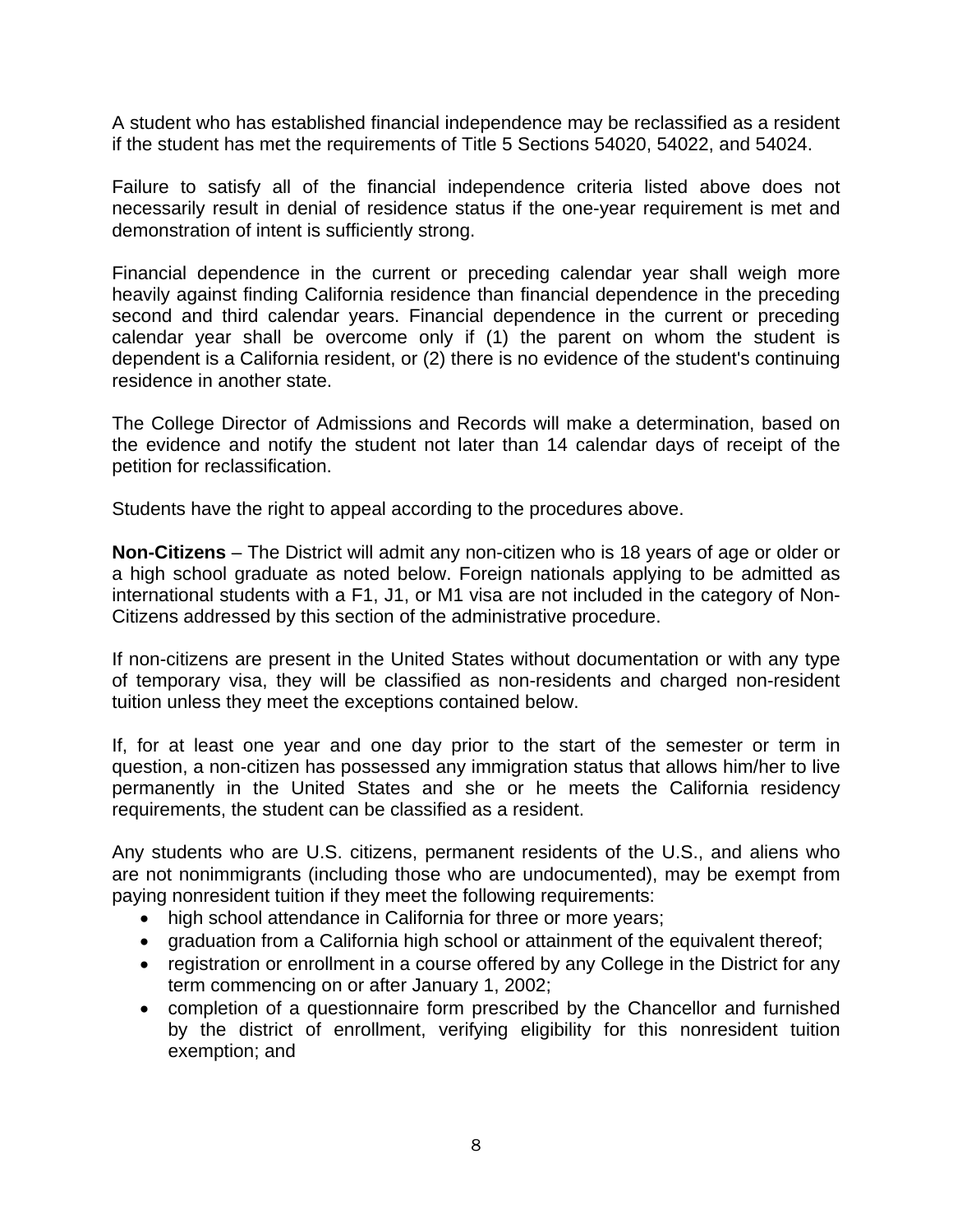A student who has established financial independence may be reclassified as a resident if the student has met the requirements of Title 5 Sections 54020, 54022, and 54024.

Failure to satisfy all of the financial independence criteria listed above does not necessarily result in denial of residence status if the one-year requirement is met and demonstration of intent is sufficiently strong.

Financial dependence in the current or preceding calendar year shall weigh more heavily against finding California residence than financial dependence in the preceding second and third calendar years. Financial dependence in the current or preceding calendar year shall be overcome only if (1) the parent on whom the student is dependent is a California resident, or (2) there is no evidence of the student's continuing residence in another state.

The College Director of Admissions and Records will make a determination, based on the evidence and notify the student not later than 14 calendar days of receipt of the petition for reclassification.

Students have the right to appeal according to the procedures above.

**Non-Citizens** – The District will admit any non-citizen who is 18 years of age or older or a high school graduate as noted below. Foreign nationals applying to be admitted as international students with a F1, J1, or M1 visa are not included in the category of Non-Citizens addressed by this section of the administrative procedure.

If non-citizens are present in the United States without documentation or with any type of temporary visa, they will be classified as non-residents and charged non-resident tuition unless they meet the exceptions contained below.

If, for at least one year and one day prior to the start of the semester or term in question, a non-citizen has possessed any immigration status that allows him/her to live permanently in the United States and she or he meets the California residency requirements, the student can be classified as a resident.

Any students who are U.S. citizens, permanent residents of the U.S., and aliens who are not nonimmigrants (including those who are undocumented), may be exempt from paying nonresident tuition if they meet the following requirements:

- high school attendance in California for three or more years;
- graduation from a California high school or attainment of the equivalent thereof;
- registration or enrollment in a course offered by any College in the District for any term commencing on or after January 1, 2002;
- completion of a questionnaire form prescribed by the Chancellor and furnished by the district of enrollment, verifying eligibility for this nonresident tuition exemption; and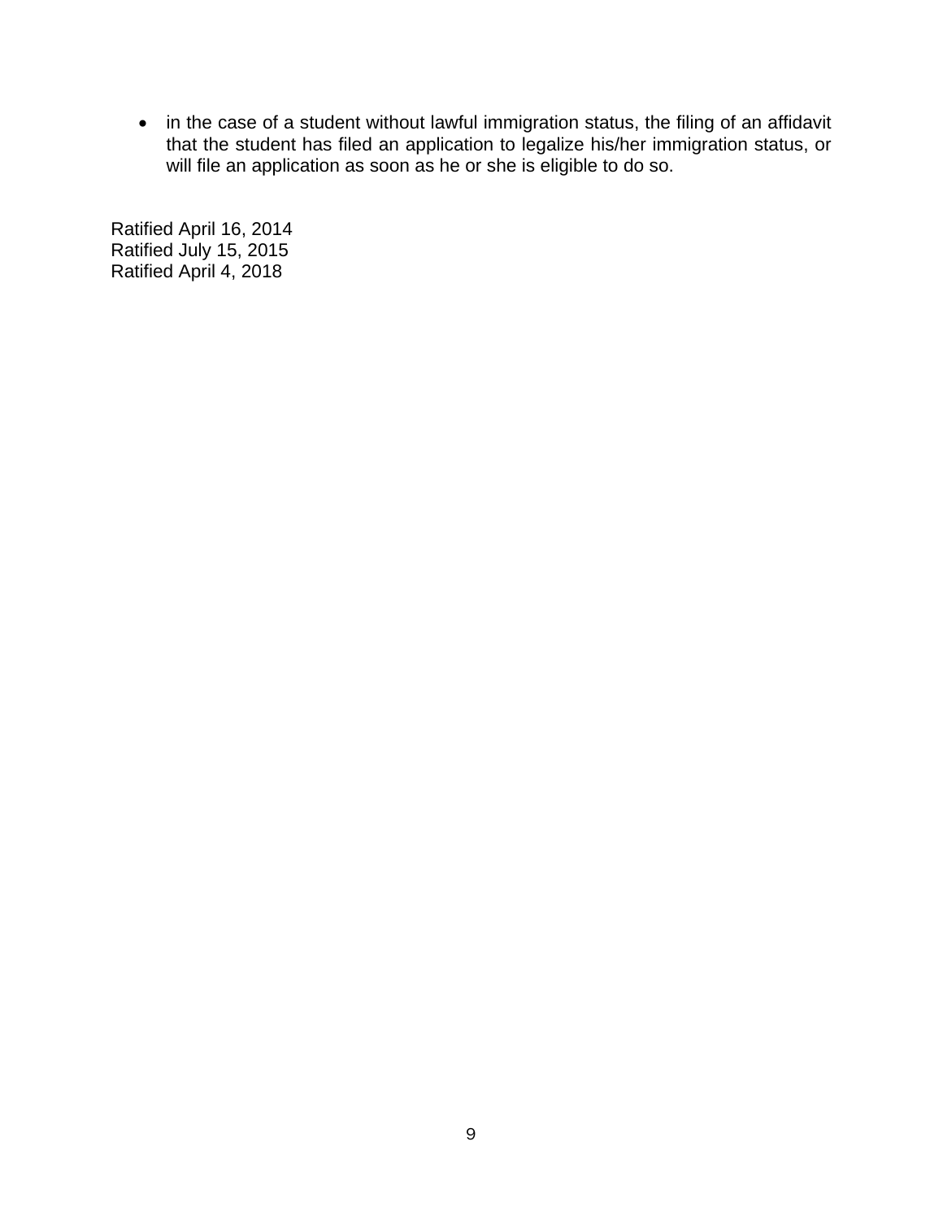- in the case of a student without lawful immigration status, the filing of an affidavit that the student has filed an application to legalize his/her immigration status, or will file an application as soon as he or she is eligible to do so.

Ratified April 16, 2014
Ratified July 15, 2015
Ratified April 4, 2018